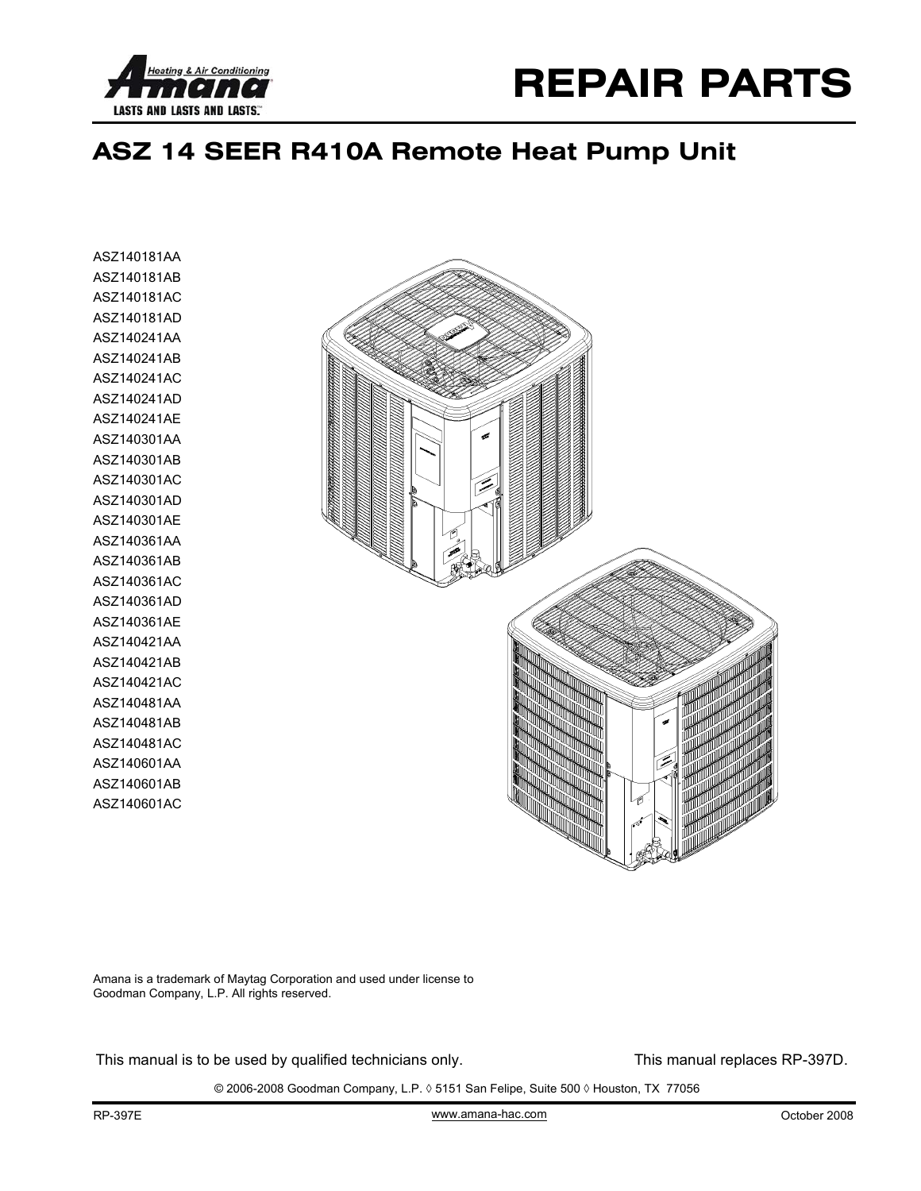Heating & Air Conditioning
Amana
LASTS AND LASTS AND LASTS.™

# REPAIR PARTS

## ASZ 14 SEER R410A Remote Heat Pump Unit

ASZ140181AA
ASZ140181AB
ASZ140181AC
ASZ140181AD
ASZ140241AA
ASZ140241AB
ASZ140241AC
ASZ140241AD
ASZ140241AE
ASZ140301AA
ASZ140301AB
ASZ140301AC
ASZ140301AD
ASZ140301AE
ASZ140361AA
ASZ140361AB
ASZ140361AC
ASZ140361AD
ASZ140361AE
ASZ140421AA
ASZ140421AB
ASZ140421AC
ASZ140481AA
ASZ140481AB
ASZ140481AC
ASZ140601AA
ASZ140601AB
ASZ140601AC

Amana is a trademark of Maytag Corporation and used under license to Goodman Company, L.P. All rights reserved.

This manual is to be used by qualified technicians only.

This manual replaces RP-397D.

© 2006-2008 Goodman Company, L.P. ◊ 5151 San Felipe, Suite 500 ◊ Houston, TX 77056

RP-397E

www.amana-hac.com

October 2008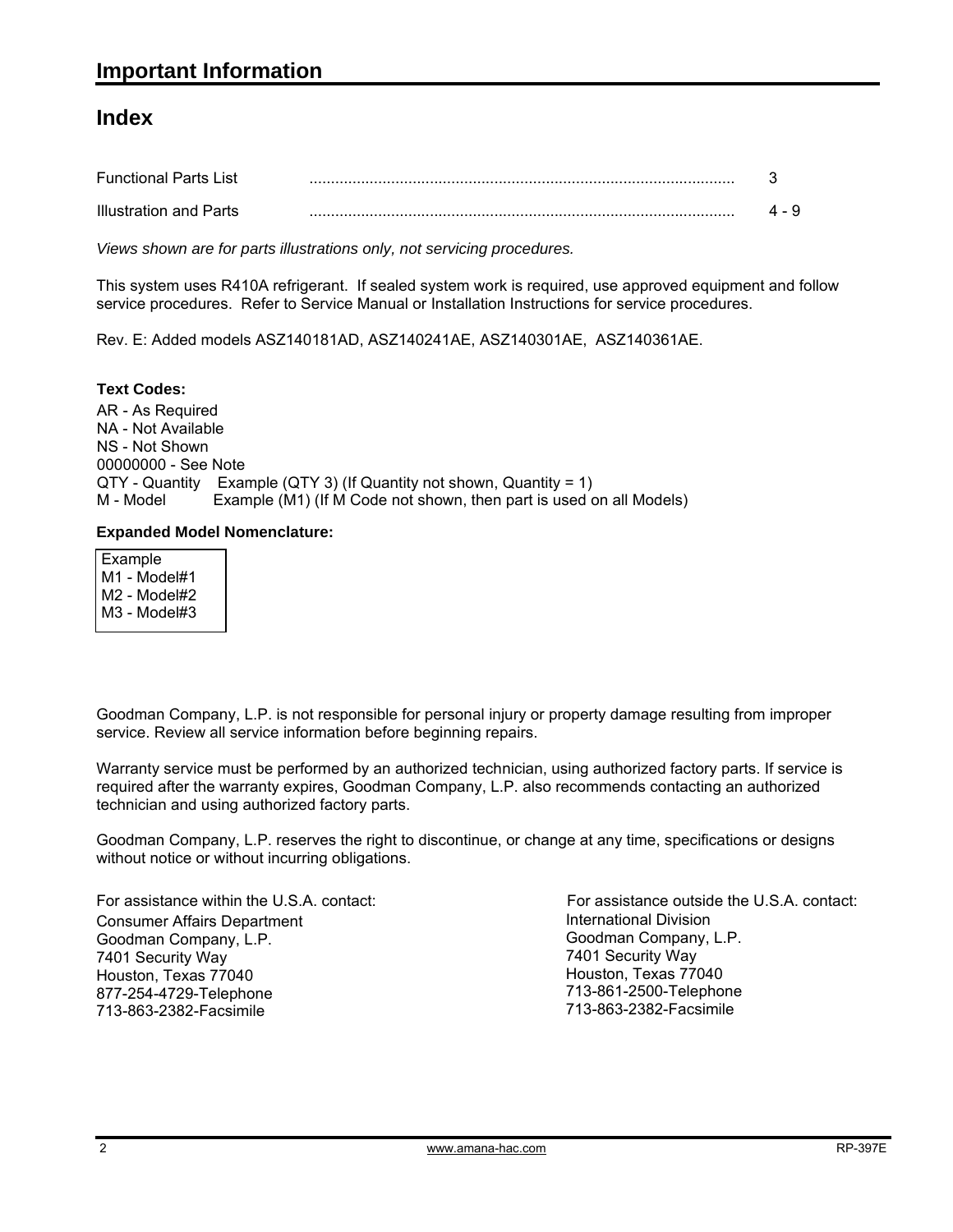# Important Information

## Index

| | | |
|---|---|---|
| Functional Parts List | .................................................................................................. | 3 |
| Illustration and Parts | .................................................................................................. | 4 - 9 |

*Views shown are for parts illustrations only, not servicing procedures.*

This system uses R410A refrigerant. If sealed system work is required, use approved equipment and follow service procedures. Refer to Service Manual or Installation Instructions for service procedures.

Rev. E: Added models ASZ140181AD, ASZ140241AE, ASZ140301AE, ASZ140361AE.

**Text Codes:**

AR - As Required
NA - Not Available
NS - Not Shown
00000000 - See Note
QTY - Quantity Example (QTY 3) (If Quantity not shown, Quantity = 1)
M - Model Example (M1) (If M Code not shown, then part is used on all Models)

**Expanded Model Nomenclature:**

Example
M1 - Model#1
M2 - Model#2
M3 - Model#3

Goodman Company, L.P. is not responsible for personal injury or property damage resulting from improper service. Review all service information before beginning repairs.

Warranty service must be performed by an authorized technician, using authorized factory parts. If service is required after the warranty expires, Goodman Company, L.P. also recommends contacting an authorized technician and using authorized factory parts.

Goodman Company, L.P. reserves the right to discontinue, or change at any time, specifications or designs without notice or without incurring obligations.

For assistance within the U.S.A. contact:
Consumer Affairs Department
Goodman Company, L.P.
7401 Security Way
Houston, Texas 77040
877-254-4729-Telephone
713-863-2382-Facsimile

For assistance outside the U.S.A. contact:
International Division
Goodman Company, L.P.
7401 Security Way
Houston, Texas 77040
713-861-2500-Telephone
713-863-2382-Facsimile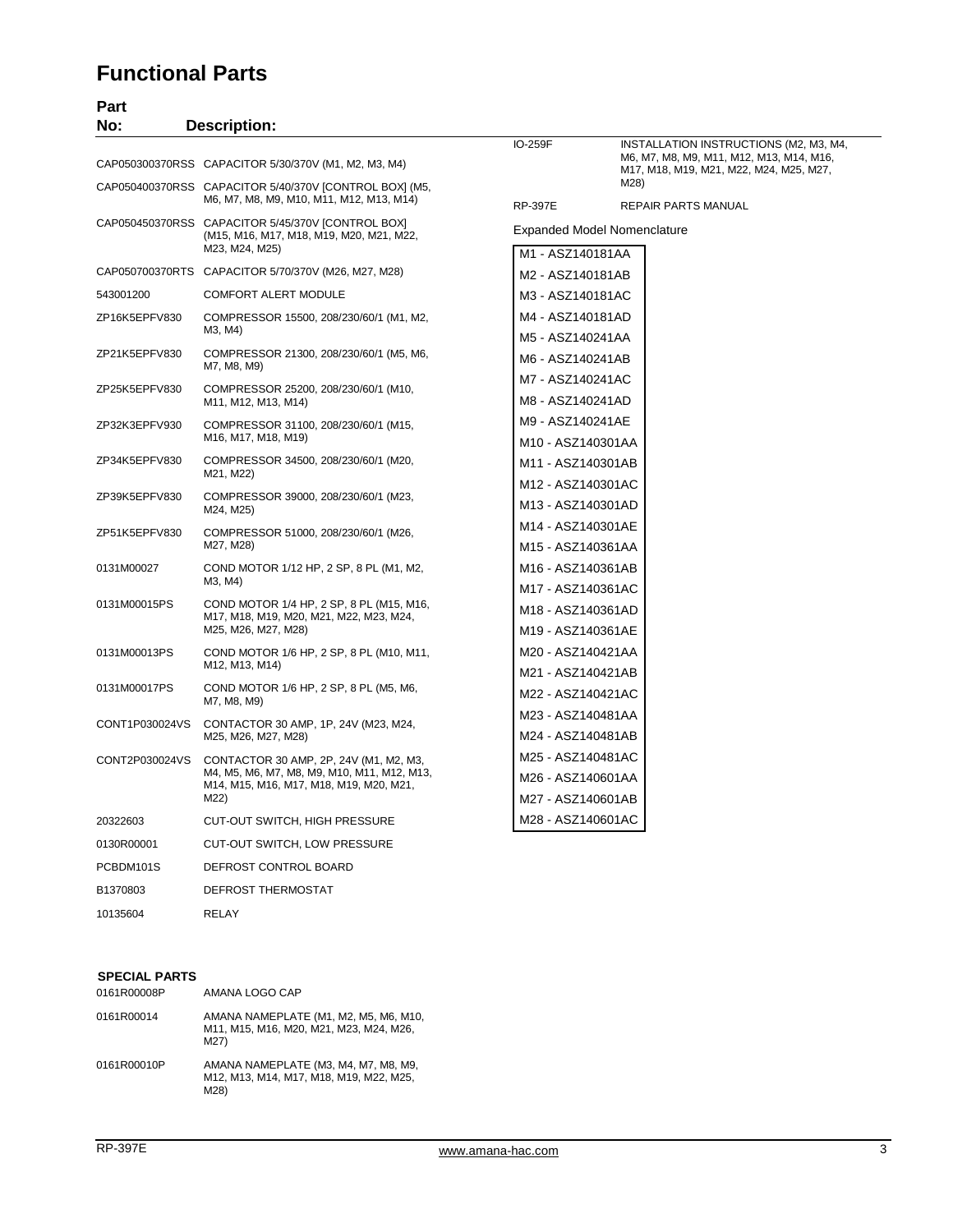# Functional Parts

| Part No: | Description: |
|---|---|
| CAP050300370RSS | CAPACITOR 5/30/370V (M1, M2, M3, M4) |
| CAP050400370RSS | CAPACITOR 5/40/370V [CONTROL BOX] (M5, M6, M7, M8, M9, M10, M11, M12, M13, M14) |
| CAP050450370RSS | CAPACITOR 5/45/370V [CONTROL BOX] (M15, M16, M17, M18, M19, M20, M21, M22, M23, M24, M25) |
| CAP050700370RTS | CAPACITOR 5/70/370V (M26, M27, M28) |
| 543001200 | COMFORT ALERT MODULE |
| ZP16K5EPFV830 | COMPRESSOR 15500, 208/230/60/1 (M1, M2, M3, M4) |
| ZP21K5EPFV830 | COMPRESSOR 21300, 208/230/60/1 (M5, M6, M7, M8, M9) |
| ZP25K5EPFV830 | COMPRESSOR 25200, 208/230/60/1 (M10, M11, M12, M13, M14) |
| ZP32K3EPFV930 | COMPRESSOR 31100, 208/230/60/1 (M15, M16, M17, M18, M19) |
| ZP34K5EPFV830 | COMPRESSOR 34500, 208/230/60/1 (M20, M21, M22) |
| ZP39K5EPFV830 | COMPRESSOR 39000, 208/230/60/1 (M23, M24, M25) |
| ZP51K5EPFV830 | COMPRESSOR 51000, 208/230/60/1 (M26, M27, M28) |
| 0131M00027 | COND MOTOR 1/12 HP, 2 SP, 8 PL (M1, M2, M3, M4) |
| 0131M00015PS | COND MOTOR 1/4 HP, 2 SP, 8 PL (M15, M16, M17, M18, M19, M20, M21, M22, M23, M24, M25, M26, M27, M28) |
| 0131M00013PS | COND MOTOR 1/6 HP, 2 SP, 8 PL (M10, M11, M12, M13, M14) |
| 0131M00017PS | COND MOTOR 1/6 HP, 2 SP, 8 PL (M5, M6, M7, M8, M9) |
| CONT1P030024VS | CONTACTOR 30 AMP, 1P, 24V (M23, M24, M25, M26, M27, M28) |
| CONT2P030024VS | CONTACTOR 30 AMP, 2P, 24V (M1, M2, M3, M4, M5, M6, M7, M8, M9, M10, M11, M12, M13, M14, M15, M16, M17, M18, M19, M20, M21, M22) |
| 20322603 | CUT-OUT SWITCH, HIGH PRESSURE |
| 0130R00001 | CUT-OUT SWITCH, LOW PRESSURE |
| PCBDM101S | DEFROST CONTROL BOARD |
| B1370803 | DEFROST THERMOSTAT |
| 10135604 | RELAY |

**SPECIAL PARTS**

| | |
|---|---|
| 0161R00008P | AMANA LOGO CAP |
| 0161R00014 | AMANA NAMEPLATE (M1, M2, M5, M6, M10, M11, M15, M16, M20, M21, M23, M24, M26, M27) |
| 0161R00010P | AMANA NAMEPLATE (M3, M4, M7, M8, M9, M12, M13, M14, M17, M18, M19, M22, M25, M28) |
| IO-259F | INSTALLATION INSTRUCTIONS (M2, M3, M4, M6, M7, M8, M9, M11, M12, M13, M14, M16, M17, M18, M19, M21, M22, M24, M25, M27, M28) |
| RP-397E | REPAIR PARTS MANUAL |

**Expanded Model Nomenclature**

- M1 - ASZ140181AA
- M2 - ASZ140181AB
- M3 - ASZ140181AC
- M4 - ASZ140181AD
- M5 - ASZ140241AA
- M6 - ASZ140241AB
- M7 - ASZ140241AC
- M8 - ASZ140241AD
- M9 - ASZ140241AE
- M10 - ASZ140301AA
- M11 - ASZ140301AB
- M12 - ASZ140301AC
- M13 - ASZ140301AD
- M14 - ASZ140301AE
- M15 - ASZ140361AA
- M16 - ASZ140361AB
- M17 - ASZ140361AC
- M18 - ASZ140361AD
- M19 - ASZ140361AE
- M20 - ASZ140421AA
- M21 - ASZ140421AB
- M22 - ASZ140421AC
- M23 - ASZ140481AA
- M24 - ASZ140481AB
- M25 - ASZ140481AC
- M26 - ASZ140601AA
- M27 - ASZ140601AB
- M28 - ASZ140601AC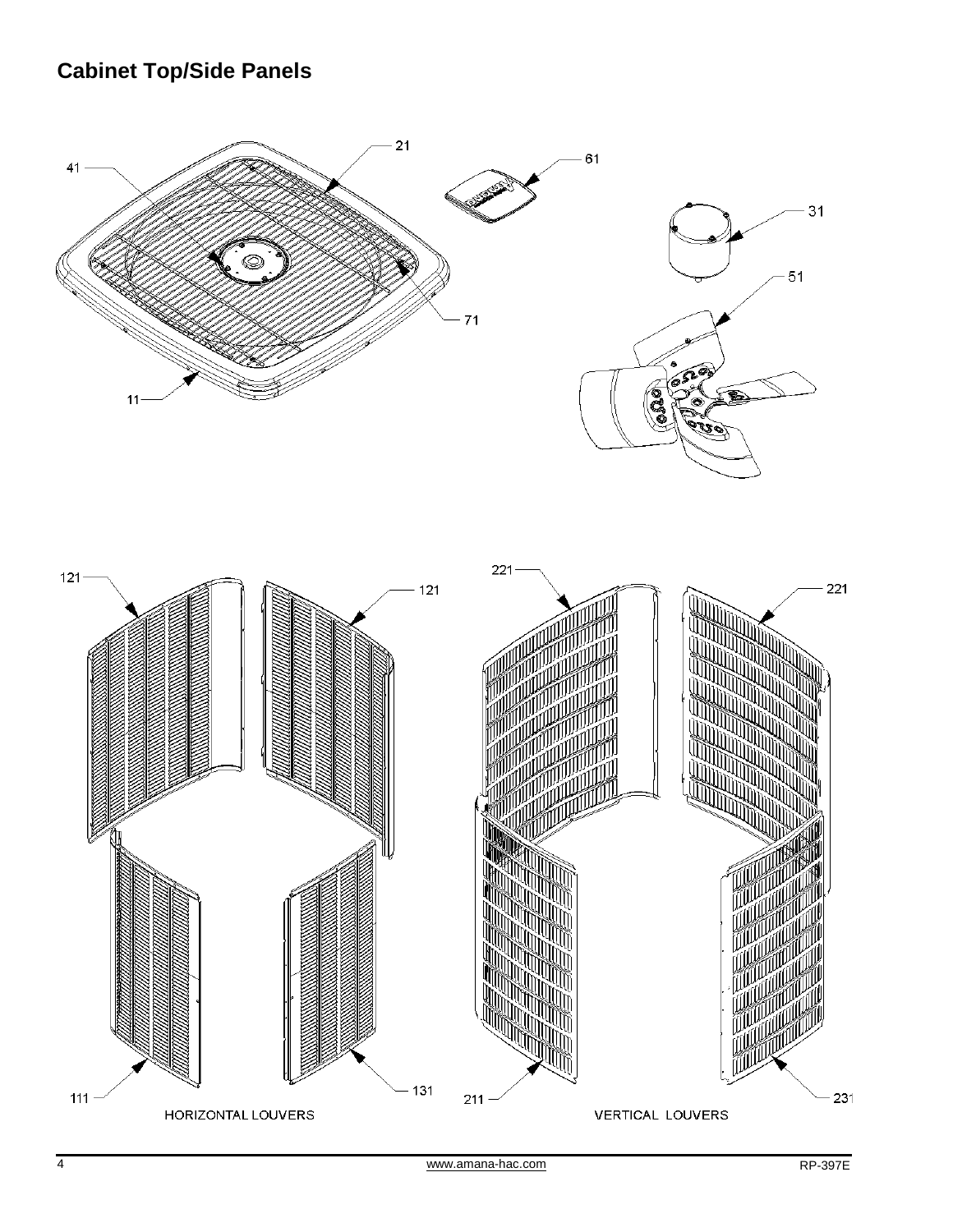## Cabinet Top/Side Panels

21

41

61

31

51

71

11

121

121

221

221

111

131

211

231

HORIZONTAL LOUVERS

VERTICAL LOUVERS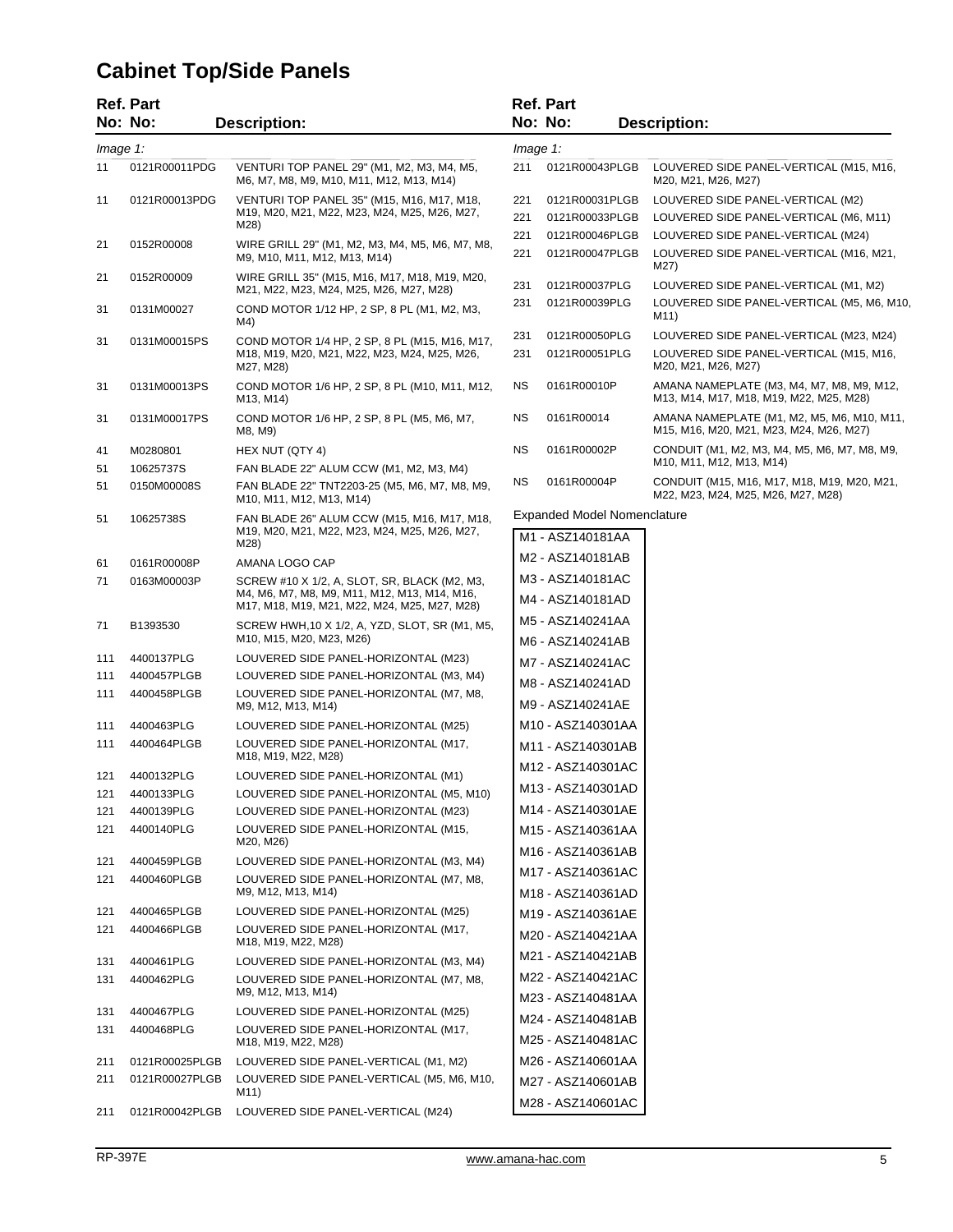# Cabinet Top/Side Panels

| Ref. No: | Part No: | Description: |
|---|---|---|
| *Image 1:* | | |
| 11 | 0121R00011PDG | VENTURI TOP PANEL 29" (M1, M2, M3, M4, M5, M6, M7, M8, M9, M10, M11, M12, M13, M14) |
| 11 | 0121R00013PDG | VENTURI TOP PANEL 35" (M15, M16, M17, M18, M19, M20, M21, M22, M23, M24, M25, M26, M27, M28) |
| 21 | 0152R00008 | WIRE GRILL 29" (M1, M2, M3, M4, M5, M6, M7, M8, M9, M10, M11, M12, M13, M14) |
| 21 | 0152R00009 | WIRE GRILL 35" (M15, M16, M17, M18, M19, M20, M21, M22, M23, M24, M25, M26, M27, M28) |
| 31 | 0131M00027 | COND MOTOR 1/12 HP, 2 SP, 8 PL (M1, M2, M3, M4) |
| 31 | 0131M00015PS | COND MOTOR 1/4 HP, 2 SP, 8 PL (M15, M16, M17, M18, M19, M20, M21, M22, M23, M24, M25, M26, M27, M28) |
| 31 | 0131M00013PS | COND MOTOR 1/6 HP, 2 SP, 8 PL (M10, M11, M12, M13, M14) |
| 31 | 0131M00017PS | COND MOTOR 1/6 HP, 2 SP, 8 PL (M5, M6, M7, M8, M9) |
| 41 | M0280801 | HEX NUT (QTY 4) |
| 51 | 10625737S | FAN BLADE 22" ALUM CCW (M1, M2, M3, M4) |
| 51 | 0150M00008S | FAN BLADE 22" TNT2203-25 (M5, M6, M7, M8, M9, M10, M11, M12, M13, M14) |
| 51 | 10625738S | FAN BLADE 26" ALUM CCW (M15, M16, M17, M18, M19, M20, M21, M22, M23, M24, M25, M26, M27, M28) |
| 61 | 0161R00008P | AMANA LOGO CAP |
| 71 | 0163M00003P | SCREW #10 X 1/2, A, SLOT, SR, BLACK (M2, M3, M4, M6, M7, M8, M9, M11, M12, M13, M14, M16, M17, M18, M19, M21, M22, M24, M25, M27, M28) |
| 71 | B1393530 | SCREW HWH,10 X 1/2, A, YZD, SLOT, SR (M1, M5, M10, M15, M20, M23, M26) |
| 111 | 4400137PLG | LOUVERED SIDE PANEL-HORIZONTAL (M23) |
| 111 | 4400457PLGB | LOUVERED SIDE PANEL-HORIZONTAL (M3, M4) |
| 111 | 4400458PLGB | LOUVERED SIDE PANEL-HORIZONTAL (M7, M8, M9, M12, M13, M14) |
| 111 | 4400463PLG | LOUVERED SIDE PANEL-HORIZONTAL (M25) |
| 111 | 4400464PLGB | LOUVERED SIDE PANEL-HORIZONTAL (M17, M18, M19, M22, M28) |
| 121 | 4400132PLG | LOUVERED SIDE PANEL-HORIZONTAL (M1) |
| 121 | 4400133PLG | LOUVERED SIDE PANEL-HORIZONTAL (M5, M10) |
| 121 | 4400139PLG | LOUVERED SIDE PANEL-HORIZONTAL (M23) |
| 121 | 4400140PLG | LOUVERED SIDE PANEL-HORIZONTAL (M15, M20, M26) |
| 121 | 4400459PLGB | LOUVERED SIDE PANEL-HORIZONTAL (M3, M4) |
| 121 | 4400460PLGB | LOUVERED SIDE PANEL-HORIZONTAL (M7, M8, M9, M12, M13, M14) |
| 121 | 4400465PLGB | LOUVERED SIDE PANEL-HORIZONTAL (M25) |
| 121 | 4400466PLGB | LOUVERED SIDE PANEL-HORIZONTAL (M17, M18, M19, M22, M28) |
| 131 | 4400461PLG | LOUVERED SIDE PANEL-HORIZONTAL (M3, M4) |
| 131 | 4400462PLG | LOUVERED SIDE PANEL-HORIZONTAL (M7, M8, M9, M12, M13, M14) |
| 131 | 4400467PLG | LOUVERED SIDE PANEL-HORIZONTAL (M25) |
| 131 | 4400468PLG | LOUVERED SIDE PANEL-HORIZONTAL (M17, M18, M19, M22, M28) |
| 211 | 0121R00025PLGB | LOUVERED SIDE PANEL-VERTICAL (M1, M2) |
| 211 | 0121R00027PLGB | LOUVERED SIDE PANEL-VERTICAL (M5, M6, M10, M11) |
| 211 | 0121R00042PLGB | LOUVERED SIDE PANEL-VERTICAL (M24) |
| 211 | 0121R00043PLGB | LOUVERED SIDE PANEL-VERTICAL (M15, M16, M20, M21, M26, M27) |
| 221 | 0121R00031PLGB | LOUVERED SIDE PANEL-VERTICAL (M2) |
| 221 | 0121R00033PLGB | LOUVERED SIDE PANEL-VERTICAL (M6, M11) |
| 221 | 0121R00046PLGB | LOUVERED SIDE PANEL-VERTICAL (M24) |
| 221 | 0121R00047PLGB | LOUVERED SIDE PANEL-VERTICAL (M16, M21, M27) |
| 231 | 0121R00037PLG | LOUVERED SIDE PANEL-VERTICAL (M1, M2) |
| 231 | 0121R00039PLG | LOUVERED SIDE PANEL-VERTICAL (M5, M6, M10, M11) |
| 231 | 0121R00050PLG | LOUVERED SIDE PANEL-VERTICAL (M23, M24) |
| 231 | 0121R00051PLG | LOUVERED SIDE PANEL-VERTICAL (M15, M16, M20, M21, M26, M27) |
| NS | 0161R00010P | AMANA NAMEPLATE (M3, M4, M7, M8, M9, M12, M13, M14, M17, M18, M19, M22, M25, M28) |
| NS | 0161R00014 | AMANA NAMEPLATE (M1, M2, M5, M6, M10, M11, M15, M16, M20, M21, M23, M24, M26, M27) |
| NS | 0161R00002P | CONDUIT (M1, M2, M3, M4, M5, M6, M7, M8, M9, M10, M11, M12, M13, M14) |
| NS | 0161R00004P | CONDUIT (M15, M16, M17, M18, M19, M20, M21, M22, M23, M24, M25, M26, M27, M28) |

**Expanded Model Nomenclature**

| |
|---|
| M1 - ASZ140181AA |
| M2 - ASZ140181AB |
| M3 - ASZ140181AC |
| M4 - ASZ140181AD |
| M5 - ASZ140241AA |
| M6 - ASZ140241AB |
| M7 - ASZ140241AC |
| M8 - ASZ140241AD |
| M9 - ASZ140241AE |
| M10 - ASZ140301AA |
| M11 - ASZ140301AB |
| M12 - ASZ140301AC |
| M13 - ASZ140301AD |
| M14 - ASZ140301AE |
| M15 - ASZ140361AA |
| M16 - ASZ140361AB |
| M17 - ASZ140361AC |
| M18 - ASZ140361AD |
| M19 - ASZ140361AE |
| M20 - ASZ140421AA |
| M21 - ASZ140421AB |
| M22 - ASZ140421AC |
| M23 - ASZ140481AA |
| M24 - ASZ140481AB |
| M25 - ASZ140481AC |
| M26 - ASZ140601AA |
| M27 - ASZ140601AB |
| M28 - ASZ140601AC |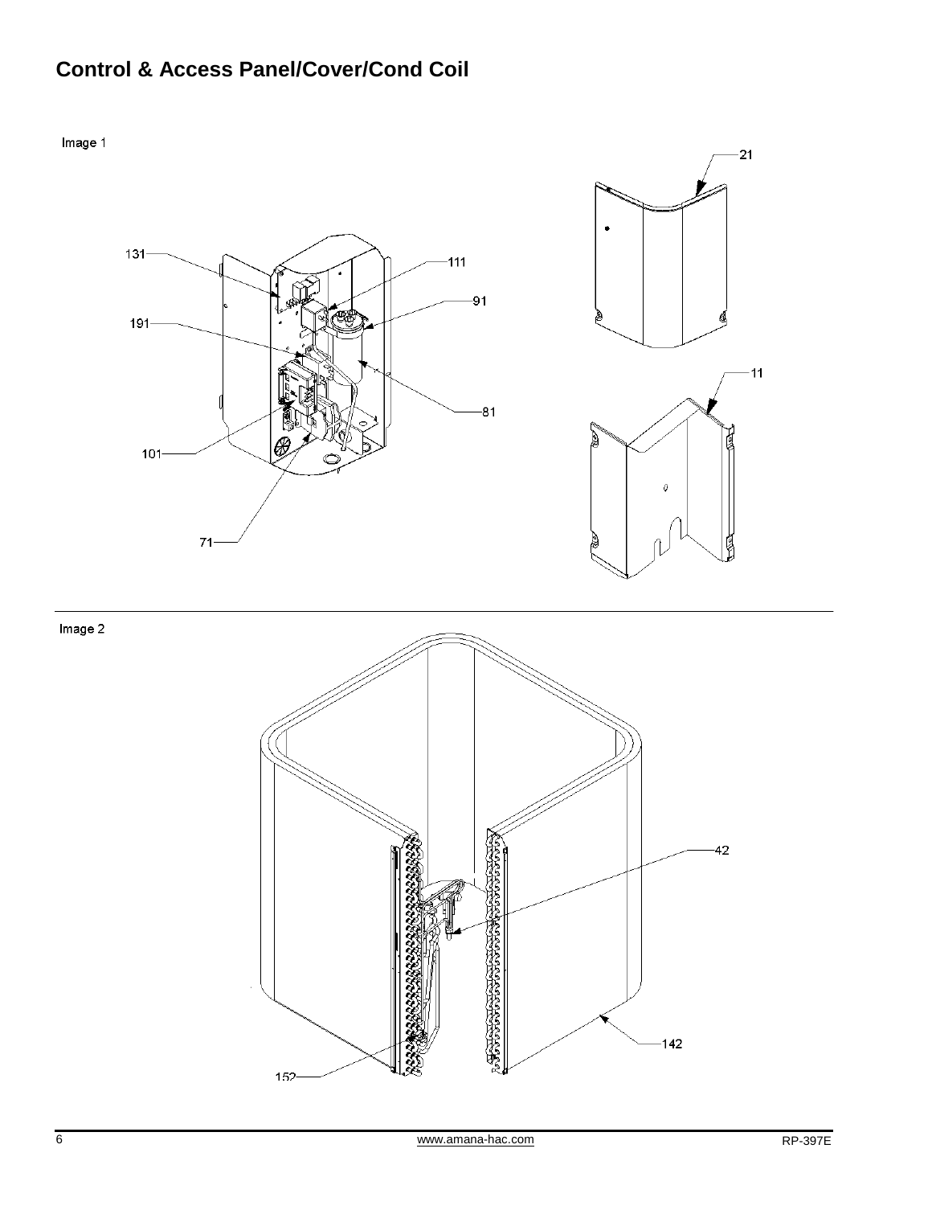## Control & Access Panel/Cover/Cond Coil

Image 1

131

111

91

191

81

101

71

21

11

Image 2

42

142

152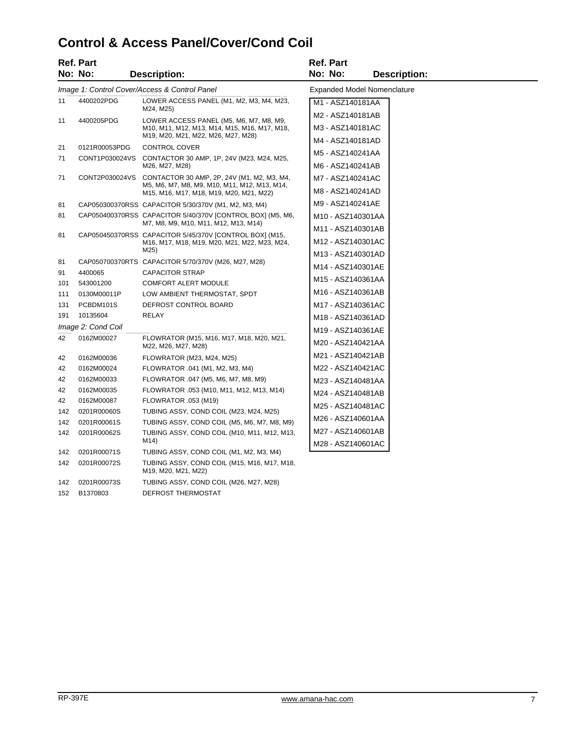# Control & Access Panel/Cover/Cond Coil

| Ref. No: | Part No: | Description: |
|---|---|---|
| *Image 1: Control Cover/Access & Control Panel* | | |
| 11 | 4400202PDG | LOWER ACCESS PANEL (M1, M2, M3, M4, M23, M24, M25) |
| 11 | 4400205PDG | LOWER ACCESS PANEL (M5, M6, M7, M8, M9, M10, M11, M12, M13, M14, M15, M16, M17, M18, M19, M20, M21, M22, M26, M27, M28) |
| 21 | 0121R00053PDG | CONTROL COVER |
| 71 | CONT1P030024VS | CONTACTOR 30 AMP, 1P, 24V (M23, M24, M25, M26, M27, M28) |
| 71 | CONT2P030024VS | CONTACTOR 30 AMP, 2P, 24V (M1, M2, M3, M4, M5, M6, M7, M8, M9, M10, M11, M12, M13, M14, M15, M16, M17, M18, M19, M20, M21, M22) |
| 81 | CAP050300370RSS | CAPACITOR 5/30/370V (M1, M2, M3, M4) |
| 81 | CAP050400370RSS | CAPACITOR 5/40/370V [CONTROL BOX] (M5, M6, M7, M8, M9, M10, M11, M12, M13, M14) |
| 81 | CAP050450370RSS | CAPACITOR 5/45/370V [CONTROL BOX] (M15, M16, M17, M18, M19, M20, M21, M22, M23, M24, M25) |
| 81 | CAP050700370RTS | CAPACITOR 5/70/370V (M26, M27, M28) |
| 91 | 4400065 | CAPACITOR STRAP |
| 101 | 543001200 | COMFORT ALERT MODULE |
| 111 | 0130M00011P | LOW AMBIENT THERMOSTAT, SPDT |
| 131 | PCBDM101S | DEFROST CONTROL BOARD |
| 191 | 10135604 | RELAY |
| *Image 2: Cond Coil* | | |
| 42 | 0162M00027 | FLOWRATOR (M15, M16, M17, M18, M20, M21, M22, M26, M27, M28) |
| 42 | 0162M00036 | FLOWRATOR (M23, M24, M25) |
| 42 | 0162M00024 | FLOWRATOR .041 (M1, M2, M3, M4) |
| 42 | 0162M00033 | FLOWRATOR .047 (M5, M6, M7, M8, M9) |
| 42 | 0162M00035 | FLOWRATOR .053 (M10, M11, M12, M13, M14) |
| 42 | 0162M00087 | FLOWRATOR .053 (M19) |
| 142 | 0201R00060S | TUBING ASSY, COND COIL (M23, M24, M25) |
| 142 | 0201R00061S | TUBING ASSY, COND COIL (M5, M6, M7, M8, M9) |
| 142 | 0201R00062S | TUBING ASSY, COND COIL (M10, M11, M12, M13, M14) |
| 142 | 0201R00071S | TUBING ASSY, COND COIL (M1, M2, M3, M4) |
| 142 | 0201R00072S | TUBING ASSY, COND COIL (M15, M16, M17, M18, M19, M20, M21, M22) |
| 142 | 0201R00073S | TUBING ASSY, COND COIL (M26, M27, M28) |
| 152 | B1370803 | DEFROST THERMOSTAT |

Expanded Model Nomenclature

- M1 - ASZ140181AA
- M2 - ASZ140181AB
- M3 - ASZ140181AC
- M4 - ASZ140181AD
- M5 - ASZ140241AA
- M6 - ASZ140241AB
- M7 - ASZ140241AC
- M8 - ASZ140241AD
- M9 - ASZ140241AE
- M10 - ASZ140301AA
- M11 - ASZ140301AB
- M12 - ASZ140301AC
- M13 - ASZ140301AD
- M14 - ASZ140301AE
- M15 - ASZ140361AA
- M16 - ASZ140361AB
- M17 - ASZ140361AC
- M18 - ASZ140361AD
- M19 - ASZ140361AE
- M20 - ASZ140421AA
- M21 - ASZ140421AB
- M22 - ASZ140421AC
- M23 - ASZ140481AA
- M24 - ASZ140481AB
- M25 - ASZ140481AC
- M26 - ASZ140601AA
- M27 - ASZ140601AB
- M28 - ASZ140601AC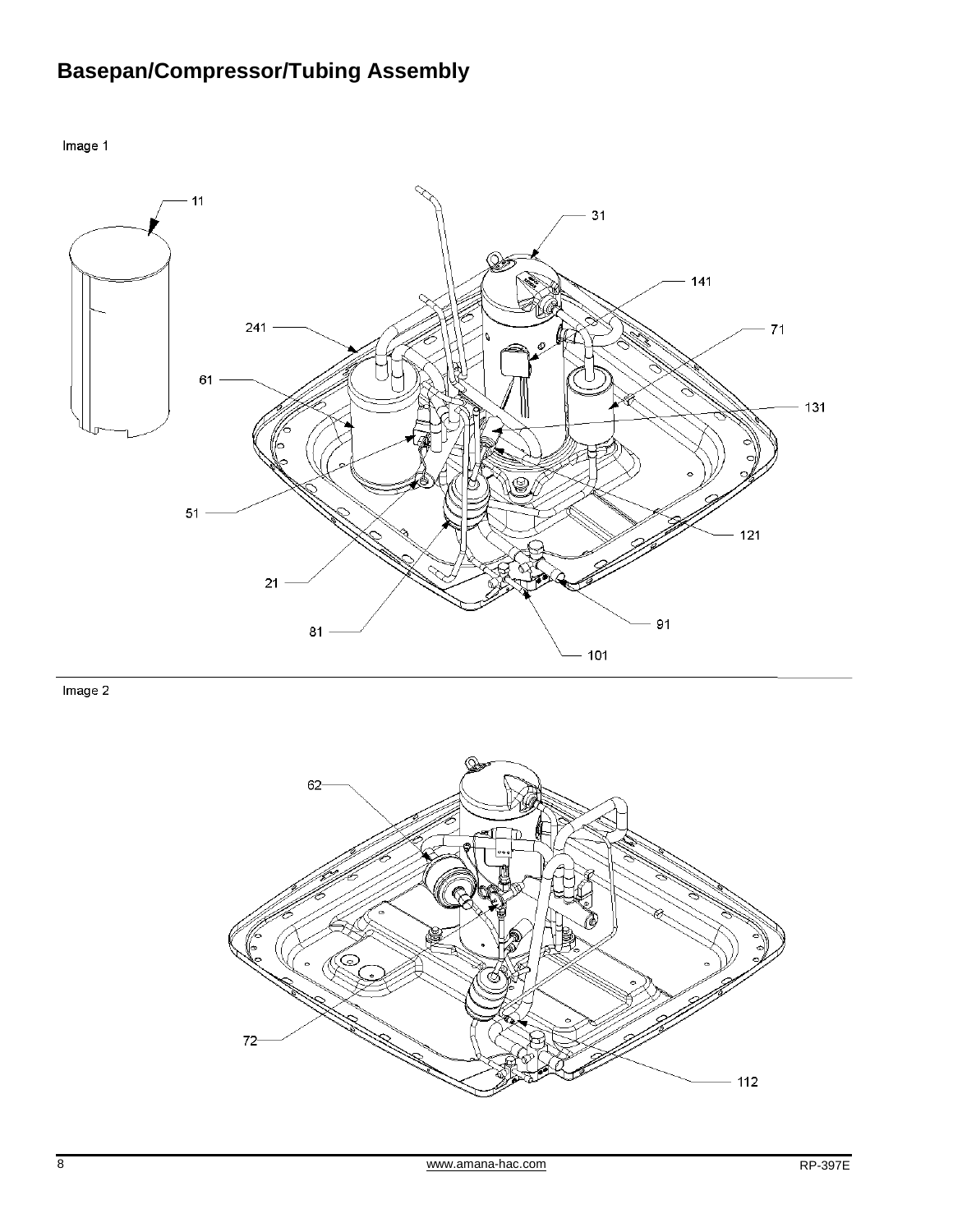## Basepan/Compressor/Tubing Assembly

Image 1

11

31

141

241

71

61

131

51

121

21

91

81

101

Image 2

62

72

112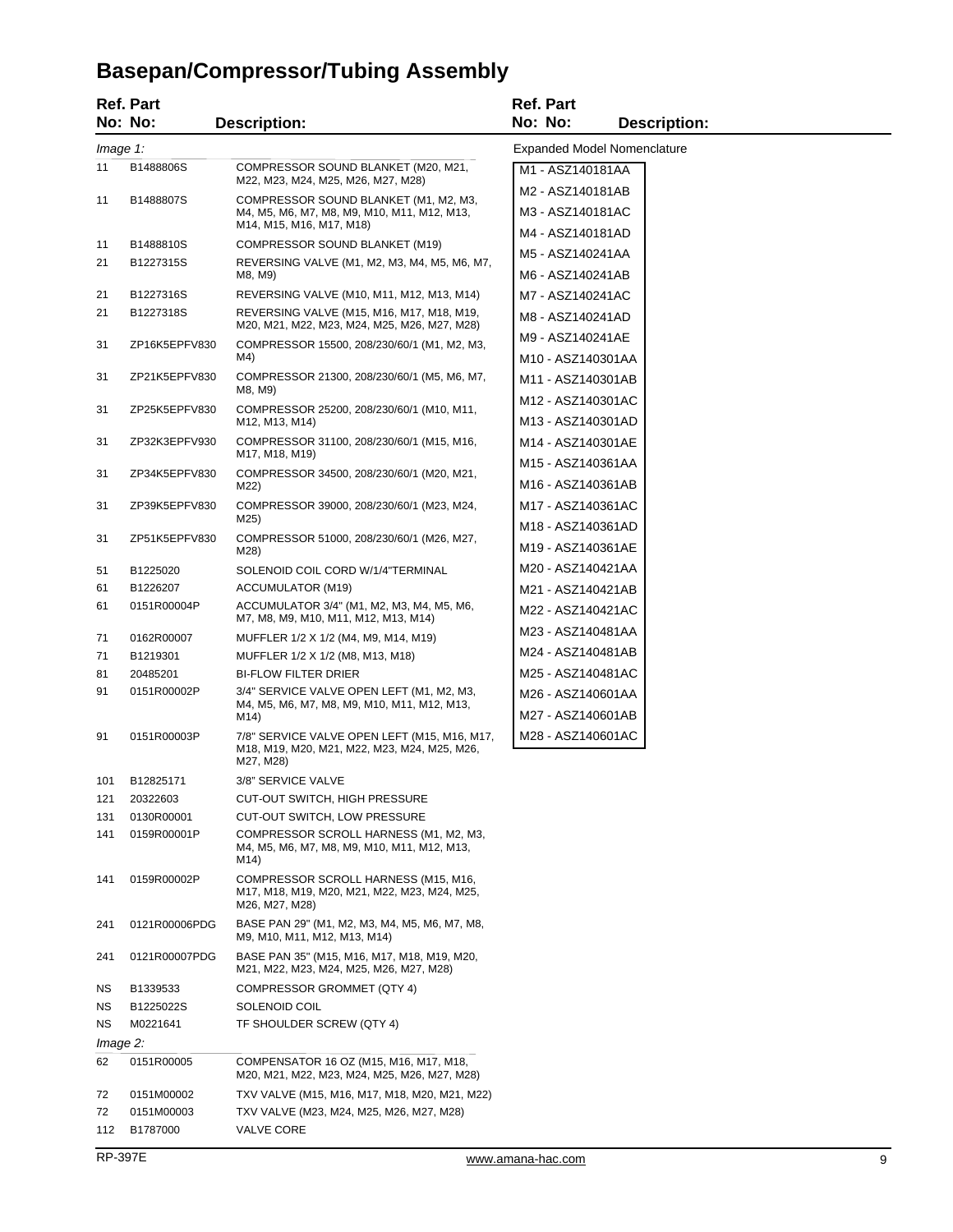# Basepan/Compressor/Tubing Assembly

| Ref. No: | Part No: | Description: |
|---|---|---|
| *Image 1:* | | |
| 11 | B1488806S | COMPRESSOR SOUND BLANKET (M20, M21, M22, M23, M24, M25, M26, M27, M28) |
| 11 | B1488807S | COMPRESSOR SOUND BLANKET (M1, M2, M3, M4, M5, M6, M7, M8, M9, M10, M11, M12, M13, M14, M15, M16, M17, M18) |
| 11 | B1488810S | COMPRESSOR SOUND BLANKET (M19) |
| 21 | B1227315S | REVERSING VALVE (M1, M2, M3, M4, M5, M6, M7, M8, M9) |
| 21 | B1227316S | REVERSING VALVE (M10, M11, M12, M13, M14) |
| 21 | B1227318S | REVERSING VALVE (M15, M16, M17, M18, M19, M20, M21, M22, M23, M24, M25, M26, M27, M28) |
| 31 | ZP16K5EPFV830 | COMPRESSOR 15500, 208/230/60/1 (M1, M2, M3, M4) |
| 31 | ZP21K5EPFV830 | COMPRESSOR 21300, 208/230/60/1 (M5, M6, M7, M8, M9) |
| 31 | ZP25K5EPFV830 | COMPRESSOR 25200, 208/230/60/1 (M10, M11, M12, M13, M14) |
| 31 | ZP32K3EPFV930 | COMPRESSOR 31100, 208/230/60/1 (M15, M16, M17, M18, M19) |
| 31 | ZP34K5EPFV830 | COMPRESSOR 34500, 208/230/60/1 (M20, M21, M22) |
| 31 | ZP39K5EPFV830 | COMPRESSOR 39000, 208/230/60/1 (M23, M24, M25) |
| 31 | ZP51K5EPFV830 | COMPRESSOR 51000, 208/230/60/1 (M26, M27, M28) |
| 51 | B1225020 | SOLENOID COIL CORD W/1/4"TERMINAL |
| 61 | B1226207 | ACCUMULATOR (M19) |
| 61 | 0151R00004P | ACCUMULATOR 3/4" (M1, M2, M3, M4, M5, M6, M7, M8, M9, M10, M11, M12, M13, M14) |
| 71 | 0162R00007 | MUFFLER 1/2 X 1/2 (M4, M9, M14, M19) |
| 71 | B1219301 | MUFFLER 1/2 X 1/2 (M8, M13, M18) |
| 81 | 20485201 | BI-FLOW FILTER DRIER |
| 91 | 0151R00002P | 3/4" SERVICE VALVE OPEN LEFT (M1, M2, M3, M4, M5, M6, M7, M8, M9, M10, M11, M12, M13, M14) |
| 91 | 0151R00003P | 7/8" SERVICE VALVE OPEN LEFT (M15, M16, M17, M18, M19, M20, M21, M22, M23, M24, M25, M26, M27, M28) |
| 101 | B12825171 | 3/8" SERVICE VALVE |
| 121 | 20322603 | CUT-OUT SWITCH, HIGH PRESSURE |
| 131 | 0130R00001 | CUT-OUT SWITCH, LOW PRESSURE |
| 141 | 0159R00001P | COMPRESSOR SCROLL HARNESS (M1, M2, M3, M4, M5, M6, M7, M8, M9, M10, M11, M12, M13, M14) |
| 141 | 0159R00002P | COMPRESSOR SCROLL HARNESS (M15, M16, M17, M18, M19, M20, M21, M22, M23, M24, M25, M26, M27, M28) |
| 241 | 0121R00006PDG | BASE PAN 29" (M1, M2, M3, M4, M5, M6, M7, M8, M9, M10, M11, M12, M13, M14) |
| 241 | 0121R00007PDG | BASE PAN 35" (M15, M16, M17, M18, M19, M20, M21, M22, M23, M24, M25, M26, M27, M28) |
| NS | B1339533 | COMPRESSOR GROMMET (QTY 4) |
| NS | B1225022S | SOLENOID COIL |
| NS | M0221641 | TF SHOULDER SCREW (QTY 4) |
| *Image 2:* | | |
| 62 | 0151R00005 | COMPENSATOR 16 OZ (M15, M16, M17, M18, M20, M21, M22, M23, M24, M25, M26, M27, M28) |
| 72 | 0151M00002 | TXV VALVE (M15, M16, M17, M18, M20, M21, M22) |
| 72 | 0151M00003 | TXV VALVE (M23, M24, M25, M26, M27, M28) |
| 112 | B1787000 | VALVE CORE |

Expanded Model Nomenclature

- M1 - ASZ140181AA
- M2 - ASZ140181AB
- M3 - ASZ140181AC
- M4 - ASZ140181AD
- M5 - ASZ140241AA
- M6 - ASZ140241AB
- M7 - ASZ140241AC
- M8 - ASZ140241AD
- M9 - ASZ140241AE
- M10 - ASZ140301AA
- M11 - ASZ140301AB
- M12 - ASZ140301AC
- M13 - ASZ140301AD
- M14 - ASZ140301AE
- M15 - ASZ140361AA
- M16 - ASZ140361AB
- M17 - ASZ140361AC
- M18 - ASZ140361AD
- M19 - ASZ140361AE
- M20 - ASZ140421AA
- M21 - ASZ140421AB
- M22 - ASZ140421AC
- M23 - ASZ140481AA
- M24 - ASZ140481AB
- M25 - ASZ140481AC
- M26 - ASZ140601AA
- M27 - ASZ140601AB
- M28 - ASZ140601AC